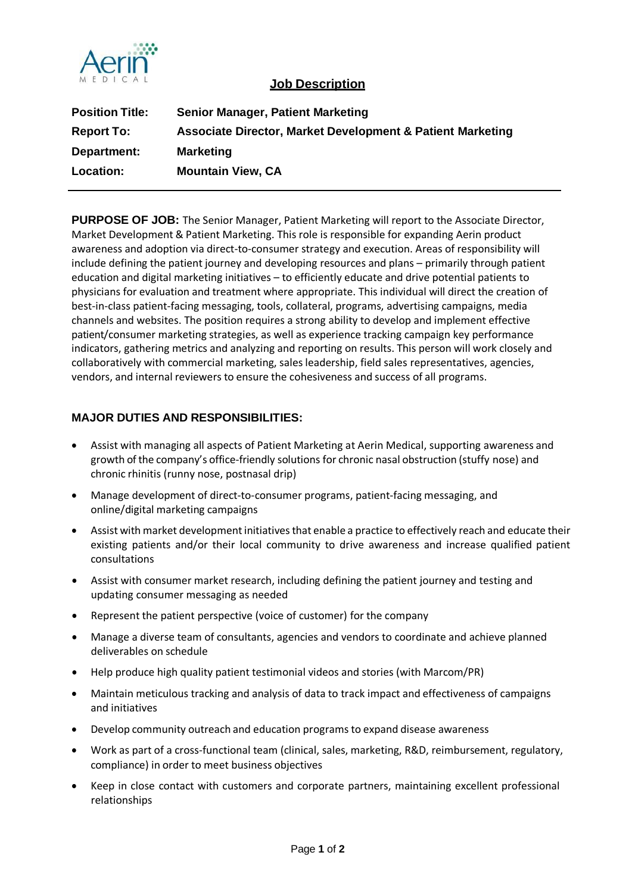# Job Description

| | |
|---|---|
| **Position Title:** | **Senior Manager, Patient Marketing** |
| **Report To:** | **Associate Director, Market Development & Patient Marketing** |
| **Department:** | **Marketing** |
| **Location:** | **Mountain View, CA** |

---

**PURPOSE OF JOB:** The Senior Manager, Patient Marketing will report to the Associate Director, Market Development & Patient Marketing. This role is responsible for expanding Aerin product awareness and adoption via direct-to-consumer strategy and execution. Areas of responsibility will include defining the patient journey and developing resources and plans – primarily through patient education and digital marketing initiatives – to efficiently educate and drive potential patients to physicians for evaluation and treatment where appropriate. This individual will direct the creation of best-in-class patient-facing messaging, tools, collateral, programs, advertising campaigns, media channels and websites. The position requires a strong ability to develop and implement effective patient/consumer marketing strategies, as well as experience tracking campaign key performance indicators, gathering metrics and analyzing and reporting on results. This person will work closely and collaboratively with commercial marketing, sales leadership, field sales representatives, agencies, vendors, and internal reviewers to ensure the cohesiveness and success of all programs.

## MAJOR DUTIES AND RESPONSIBILITIES:

- Assist with managing all aspects of Patient Marketing at Aerin Medical, supporting awareness and growth of the company's office-friendly solutions for chronic nasal obstruction (stuffy nose) and chronic rhinitis (runny nose, postnasal drip)
- Manage development of direct-to-consumer programs, patient-facing messaging, and online/digital marketing campaigns
- Assist with market development initiatives that enable a practice to effectively reach and educate their existing patients and/or their local community to drive awareness and increase qualified patient consultations
- Assist with consumer market research, including defining the patient journey and testing and updating consumer messaging as needed
- Represent the patient perspective (voice of customer) for the company
- Manage a diverse team of consultants, agencies and vendors to coordinate and achieve planned deliverables on schedule
- Help produce high quality patient testimonial videos and stories (with Marcom/PR)
- Maintain meticulous tracking and analysis of data to track impact and effectiveness of campaigns and initiatives
- Develop community outreach and education programs to expand disease awareness
- Work as part of a cross-functional team (clinical, sales, marketing, R&D, reimbursement, regulatory, compliance) in order to meet business objectives
- Keep in close contact with customers and corporate partners, maintaining excellent professional relationships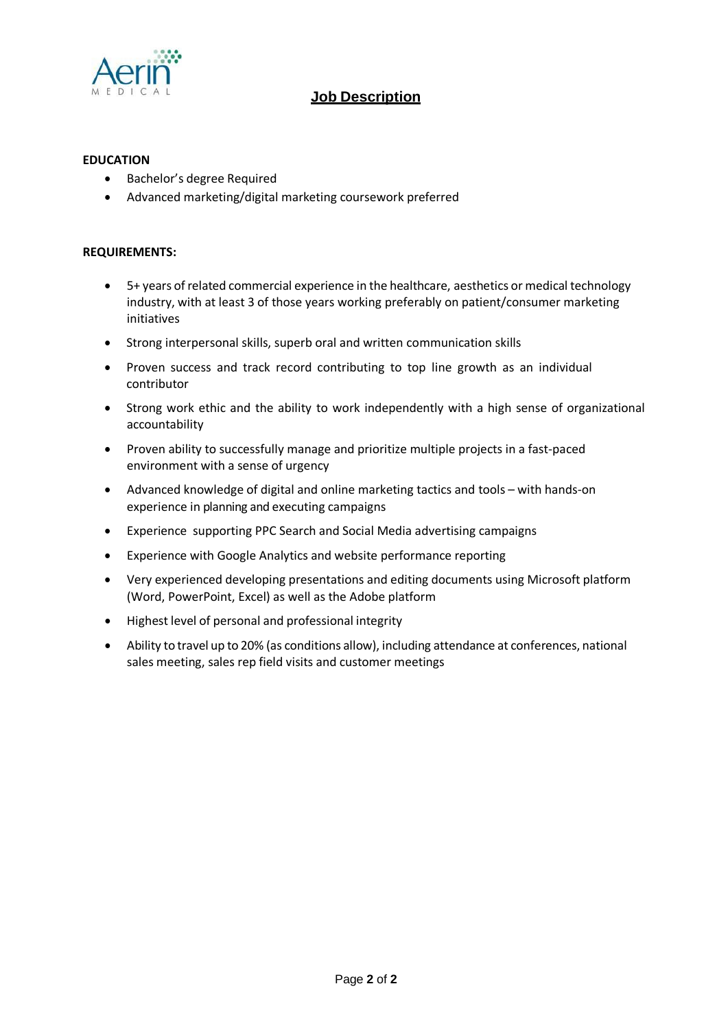# Job Description

**EDUCATION**

- Bachelor's degree Required
- Advanced marketing/digital marketing coursework preferred

**REQUIREMENTS:**

- 5+ years of related commercial experience in the healthcare, aesthetics or medical technology industry, with at least 3 of those years working preferably on patient/consumer marketing initiatives
- Strong interpersonal skills, superb oral and written communication skills
- Proven success and track record contributing to top line growth as an individual contributor
- Strong work ethic and the ability to work independently with a high sense of organizational accountability
- Proven ability to successfully manage and prioritize multiple projects in a fast-paced environment with a sense of urgency
- Advanced knowledge of digital and online marketing tactics and tools – with hands-on experience in planning and executing campaigns
- Experience supporting PPC Search and Social Media advertising campaigns
- Experience with Google Analytics and website performance reporting
- Very experienced developing presentations and editing documents using Microsoft platform (Word, PowerPoint, Excel) as well as the Adobe platform
- Highest level of personal and professional integrity
- Ability to travel up to 20% (as conditions allow), including attendance at conferences, national sales meeting, sales rep field visits and customer meetings